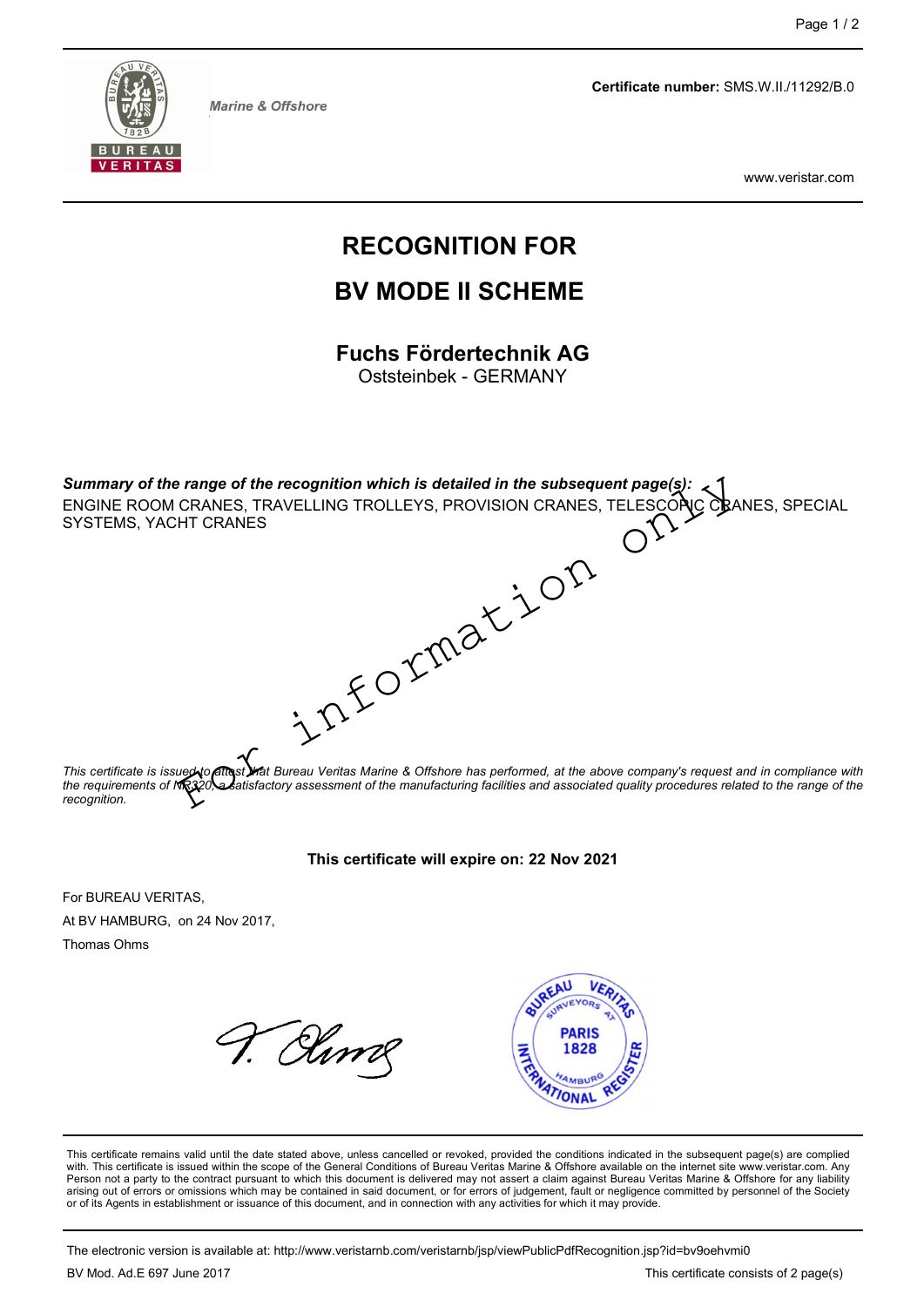Marine & Offshore

**Certificate number:** SMS.W.II./11292/B.0

www.veristar.com

# RECOGNITION FOR

# BV MODE II SCHEME

## Fuchs Fördertechnik AG

Oststeinbek - GERMANY

***Summary of the range of the recognition which is detailed in the subsequent page(s):***
ENGINE ROOM CRANES, TRAVELLING TROLLEYS, PROVISION CRANES, TELESCOPIC CRANES, SPECIAL SYSTEMS, YACHT CRANES

For information only

*This certificate is issued to attest that Bureau Veritas Marine & Offshore has performed, at the above company's request and in compliance with the requirements of NR320, a satisfactory assessment of the manufacturing facilities and associated quality procedures related to the range of the recognition.*

**This certificate will expire on: 22 Nov 2021**

For BUREAU VERITAS,
At BV HAMBURG, on 24 Nov 2017,
Thomas Ohms

This certificate remains valid until the date stated above, unless cancelled or revoked, provided the conditions indicated in the subsequent page(s) are complied with. This certificate is issued within the scope of the General Conditions of Bureau Veritas Marine & Offshore available on the internet site www.veristar.com. Any Person not a party to the contract pursuant to which this document is delivered may not assert a claim against Bureau Veritas Marine & Offshore for any liability arising out of errors or omissions which may be contained in said document, or for errors of judgement, fault or negligence committed by personnel of the Society or of its Agents in establishment or issuance of this document, and in connection with any activities for which it may provide.

The electronic version is available at: http://www.veristarnb.com/veristarnb/jsp/viewPublicPdfRecognition.jsp?id=bv9oehvmi0

BV Mod. Ad.E 697 June 2017

This certificate consists of 2 page(s)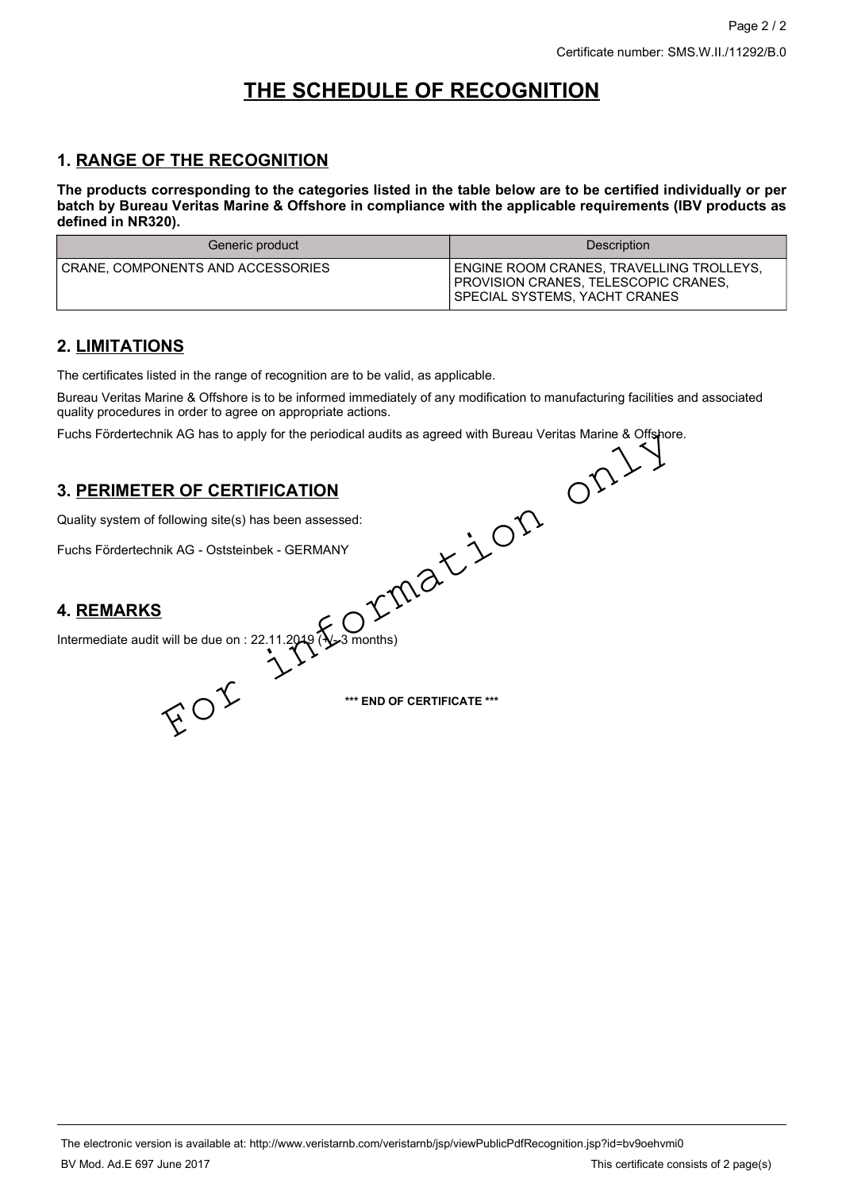Certificate number: SMS.W.II./11292/B.0

# THE SCHEDULE OF RECOGNITION

## 1. RANGE OF THE RECOGNITION

**The products corresponding to the categories listed in the table below are to be certified individually or per batch by Bureau Veritas Marine & Offshore in compliance with the applicable requirements (IBV products as defined in NR320).**

| Generic product | Description |
|---|---|
| CRANE, COMPONENTS AND ACCESSORIES | ENGINE ROOM CRANES, TRAVELLING TROLLEYS, PROVISION CRANES, TELESCOPIC CRANES, SPECIAL SYSTEMS, YACHT CRANES |

## 2. LIMITATIONS

The certificates listed in the range of recognition are to be valid, as applicable.

Bureau Veritas Marine & Offshore is to be informed immediately of any modification to manufacturing facilities and associated quality procedures in order to agree on appropriate actions.

Fuchs Fördertechnik AG has to apply for the periodical audits as agreed with Bureau Veritas Marine & Offshore.

## 3. PERIMETER OF CERTIFICATION

Quality system of following site(s) has been assessed:

Fuchs Fördertechnik AG - Oststeinbek - GERMANY

## 4. REMARKS

Intermediate audit will be due on : 22.11.2019 (+/- 3 months)

For information only

**\*\*\* END OF CERTIFICATE \*\*\***

The electronic version is available at: http://www.veristarnb.com/veristarnb/jsp/viewPublicPdfRecognition.jsp?id=bv9oehvmi0

BV Mod. Ad.E 697 June 2017

This certificate consists of 2 page(s)